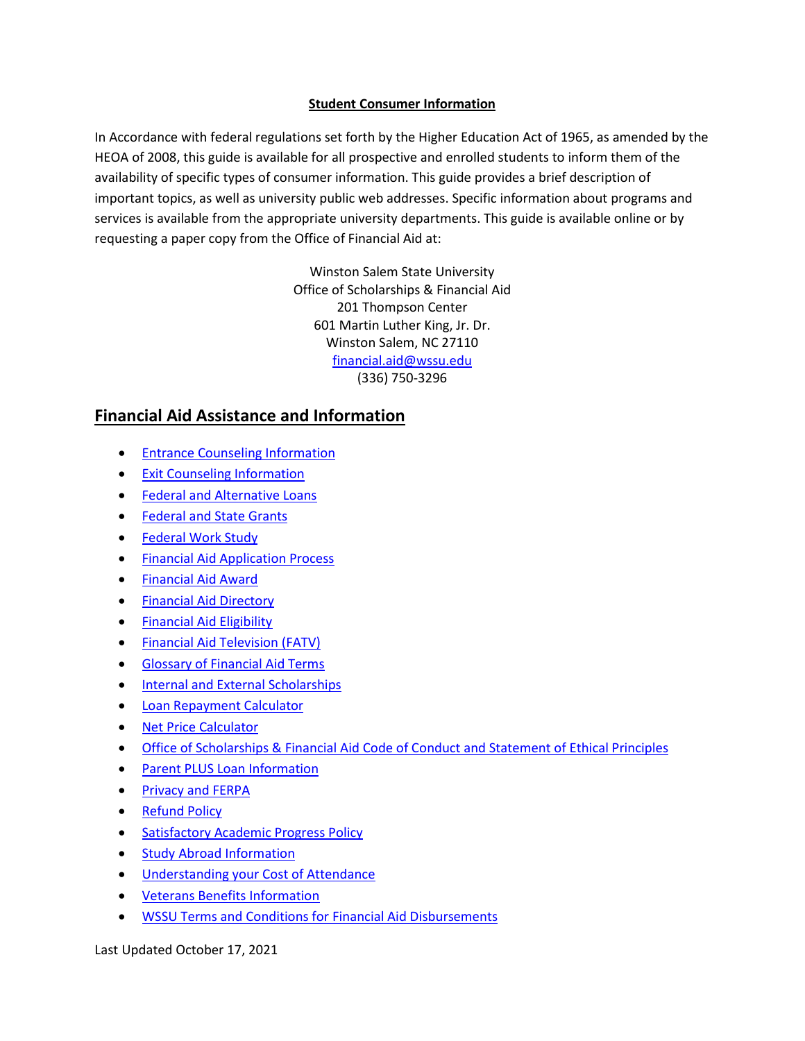**Student Consumer Information**

In Accordance with federal regulations set forth by the Higher Education Act of 1965, as amended by the HEOA of 2008, this guide is available for all prospective and enrolled students to inform them of the availability of specific types of consumer information. This guide provides a brief description of important topics, as well as university public web addresses. Specific information about programs and services is available from the appropriate university departments. This guide is available online or by requesting a paper copy from the Office of Financial Aid at:

Winston Salem State University
Office of Scholarships & Financial Aid
201 Thompson Center
601 Martin Luther King, Jr. Dr.
Winston Salem, NC 27110
financial.aid@wssu.edu
(336) 750-3296

## Financial Aid Assistance and Information

- Entrance Counseling Information
- Exit Counseling Information
- Federal and Alternative Loans
- Federal and State Grants
- Federal Work Study
- Financial Aid Application Process
- Financial Aid Award
- Financial Aid Directory
- Financial Aid Eligibility
- Financial Aid Television (FATV)
- Glossary of Financial Aid Terms
- Internal and External Scholarships
- Loan Repayment Calculator
- Net Price Calculator
- Office of Scholarships & Financial Aid Code of Conduct and Statement of Ethical Principles
- Parent PLUS Loan Information
- Privacy and FERPA
- Refund Policy
- Satisfactory Academic Progress Policy
- Study Abroad Information
- Understanding your Cost of Attendance
- Veterans Benefits Information
- WSSU Terms and Conditions for Financial Aid Disbursements

Last Updated October 17, 2021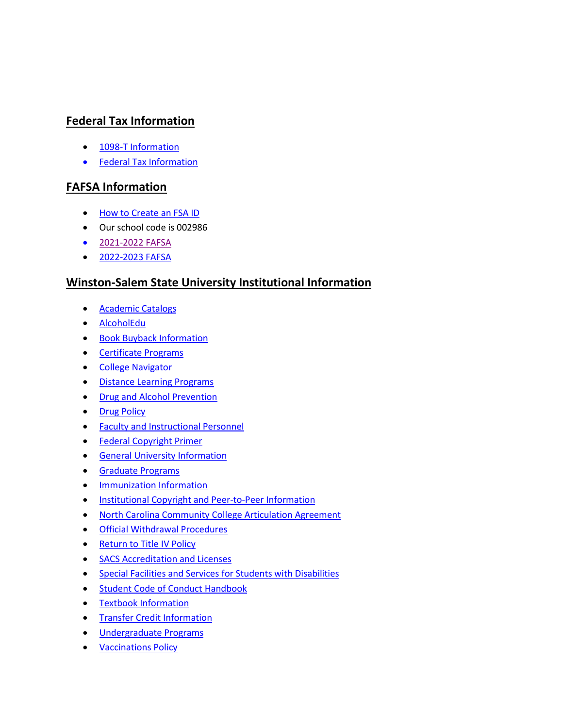## Federal Tax Information

- 1098-T Information
- Federal Tax Information

## FAFSA Information

- How to Create an FSA ID
- Our school code is 002986
- 2021-2022 FAFSA
- 2022-2023 FAFSA

## Winston-Salem State University Institutional Information

- Academic Catalogs
- AlcoholEdu
- Book Buyback Information
- Certificate Programs
- College Navigator
- Distance Learning Programs
- Drug and Alcohol Prevention
- Drug Policy
- Faculty and Instructional Personnel
- Federal Copyright Primer
- General University Information
- Graduate Programs
- Immunization Information
- Institutional Copyright and Peer-to-Peer Information
- North Carolina Community College Articulation Agreement
- Official Withdrawal Procedures
- Return to Title IV Policy
- SACS Accreditation and Licenses
- Special Facilities and Services for Students with Disabilities
- Student Code of Conduct Handbook
- Textbook Information
- Transfer Credit Information
- Undergraduate Programs
- Vaccinations Policy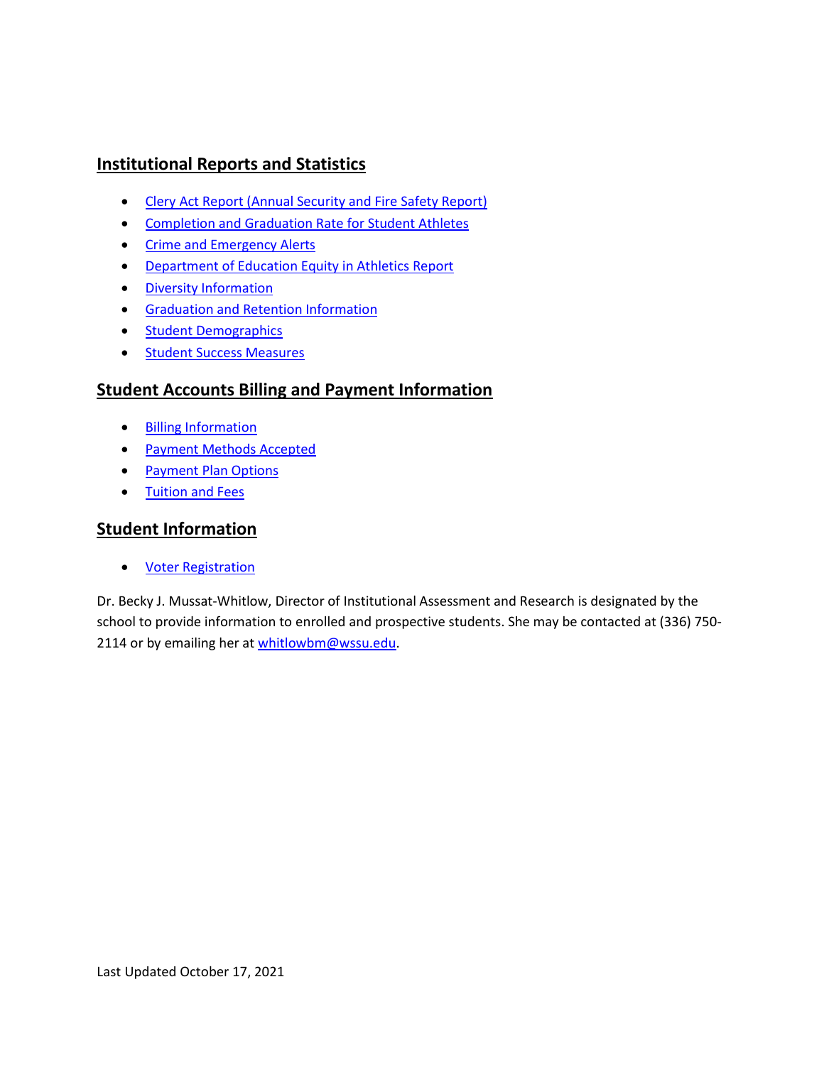## Institutional Reports and Statistics

- Clery Act Report (Annual Security and Fire Safety Report)
- Completion and Graduation Rate for Student Athletes
- Crime and Emergency Alerts
- Department of Education Equity in Athletics Report
- Diversity Information
- Graduation and Retention Information
- Student Demographics
- Student Success Measures

## Student Accounts Billing and Payment Information

- Billing Information
- Payment Methods Accepted
- Payment Plan Options
- Tuition and Fees

## Student Information

- Voter Registration

Dr. Becky J. Mussat-Whitlow, Director of Institutional Assessment and Research is designated by the school to provide information to enrolled and prospective students. She may be contacted at (336) 750-2114 or by emailing her at whitlowbm@wssu.edu.

Last Updated October 17, 2021